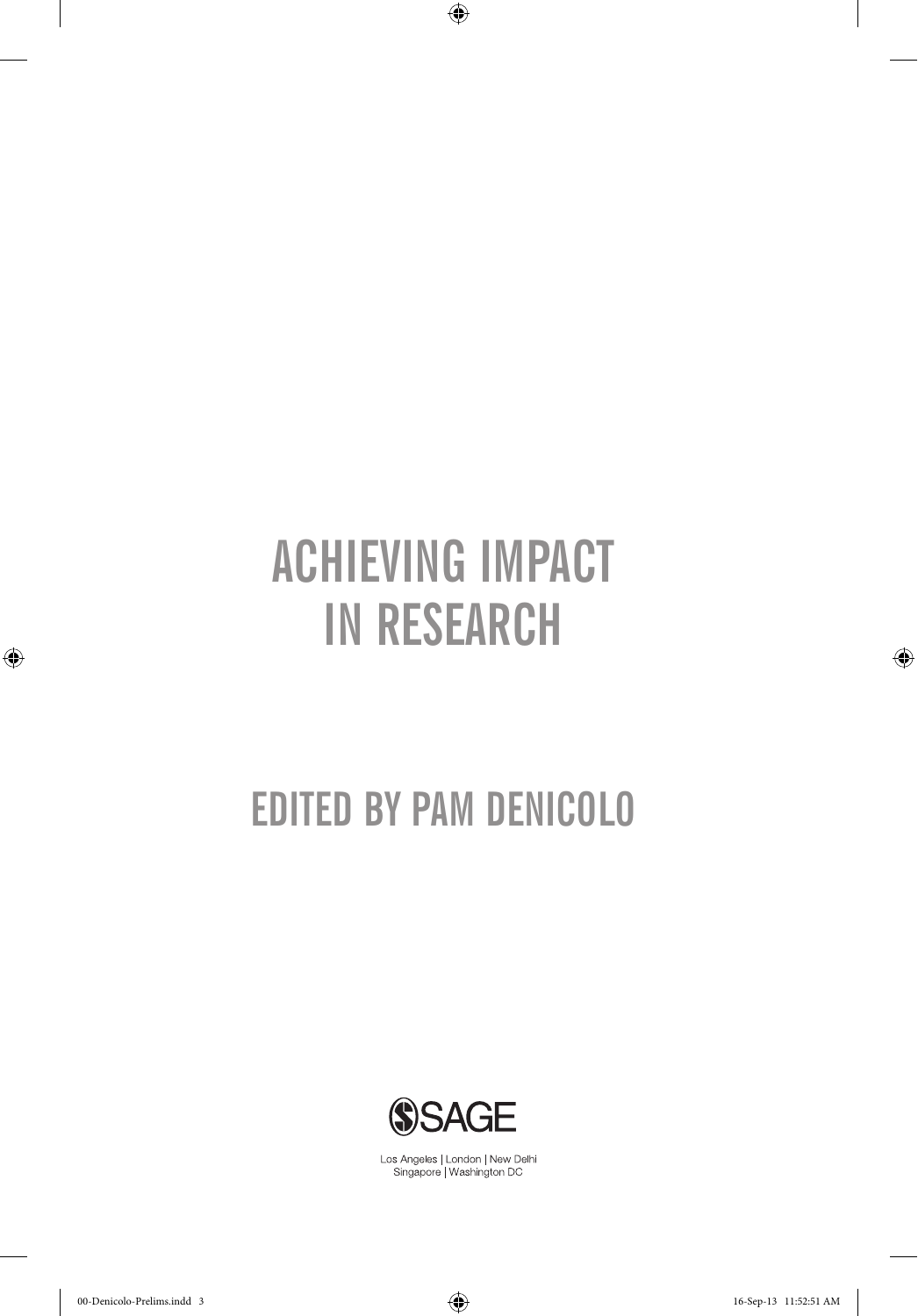# ACHIEVING IMPACT IN RESEARCH

## EDITED BY PAM DENICOLO

SAGE

Los Angeles | London | New Delhi
Singapore | Washington DC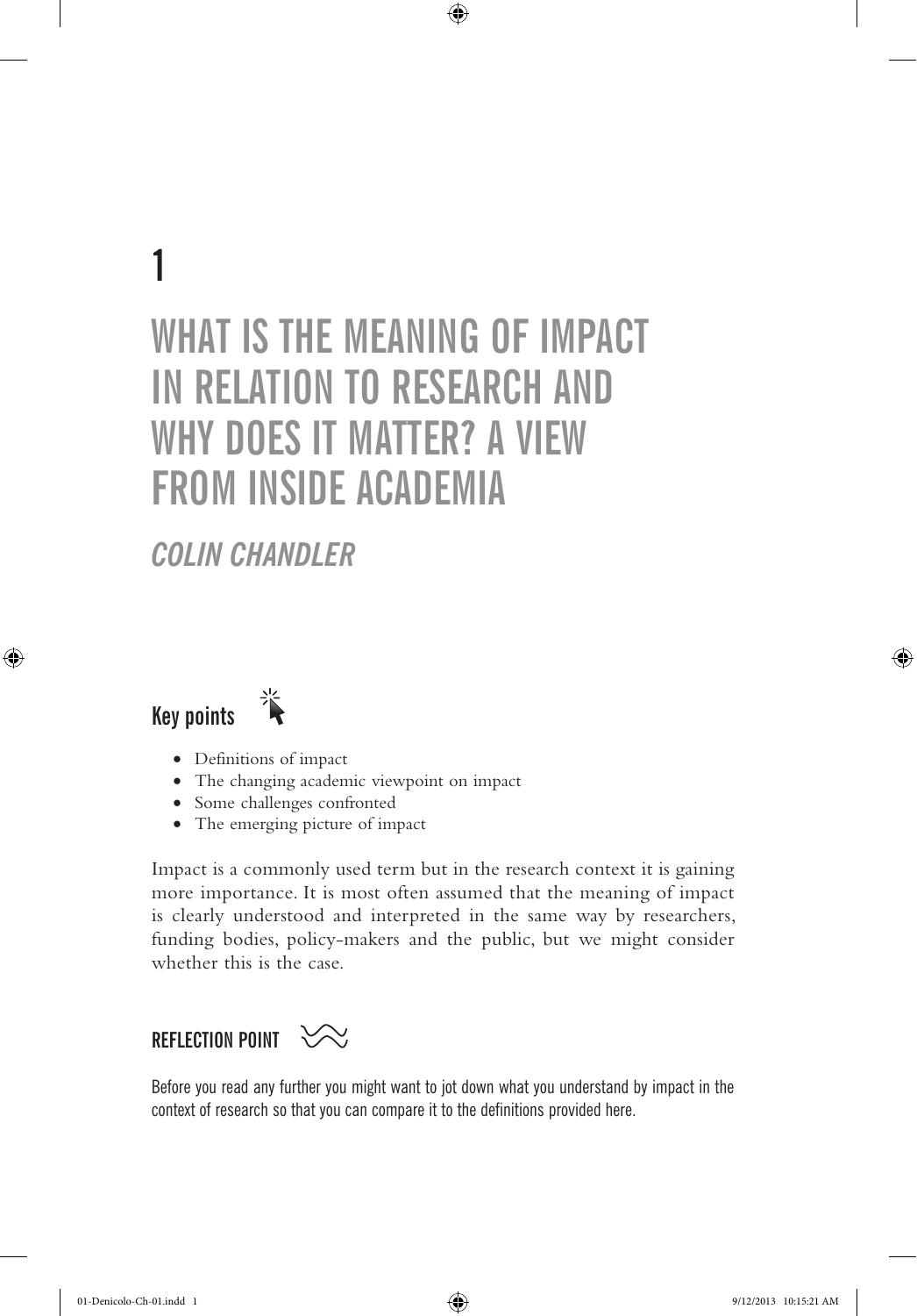# 1

# WHAT IS THE MEANING OF IMPACT IN RELATION TO RESEARCH AND WHY DOES IT MATTER? A VIEW FROM INSIDE ACADEMIA

## *COLIN CHANDLER*

### Key points

- Definitions of impact
- The changing academic viewpoint on impact
- Some challenges confronted
- The emerging picture of impact

Impact is a commonly used term but in the research context it is gaining more importance. It is most often assumed that the meaning of impact is clearly understood and interpreted in the same way by researchers, funding bodies, policy-makers and the public, but we might consider whether this is the case.

### REFLECTION POINT

Before you read any further you might want to jot down what you understand by impact in the context of research so that you can compare it to the definitions provided here.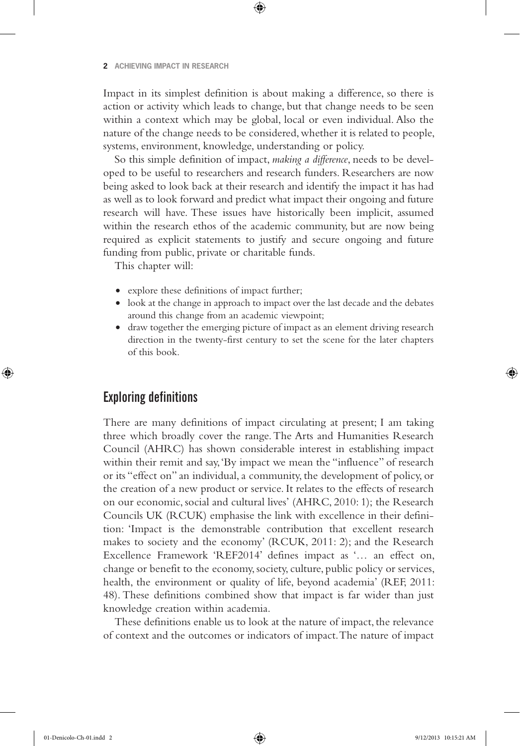Impact in its simplest definition is about making a difference, so there is action or activity which leads to change, but that change needs to be seen within a context which may be global, local or even individual. Also the nature of the change needs to be considered, whether it is related to people, systems, environment, knowledge, understanding or policy.

So this simple definition of impact, *making a difference*, needs to be developed to be useful to researchers and research funders. Researchers are now being asked to look back at their research and identify the impact it has had as well as to look forward and predict what impact their ongoing and future research will have. These issues have historically been implicit, assumed within the research ethos of the academic community, but are now being required as explicit statements to justify and secure ongoing and future funding from public, private or charitable funds.

This chapter will:

- explore these definitions of impact further;
- look at the change in approach to impact over the last decade and the debates around this change from an academic viewpoint;
- draw together the emerging picture of impact as an element driving research direction in the twenty-first century to set the scene for the later chapters of this book.

## Exploring definitions

There are many definitions of impact circulating at present; I am taking three which broadly cover the range. The Arts and Humanities Research Council (AHRC) has shown considerable interest in establishing impact within their remit and say, 'By impact we mean the "influence" of research or its "effect on" an individual, a community, the development of policy, or the creation of a new product or service. It relates to the effects of research on our economic, social and cultural lives' (AHRC, 2010: 1); the Research Councils UK (RCUK) emphasise the link with excellence in their definition: 'Impact is the demonstrable contribution that excellent research makes to society and the economy' (RCUK, 2011: 2); and the Research Excellence Framework 'REF2014' defines impact as '… an effect on, change or benefit to the economy, society, culture, public policy or services, health, the environment or quality of life, beyond academia' (REF, 2011: 48). These definitions combined show that impact is far wider than just knowledge creation within academia.

These definitions enable us to look at the nature of impact, the relevance of context and the outcomes or indicators of impact. The nature of impact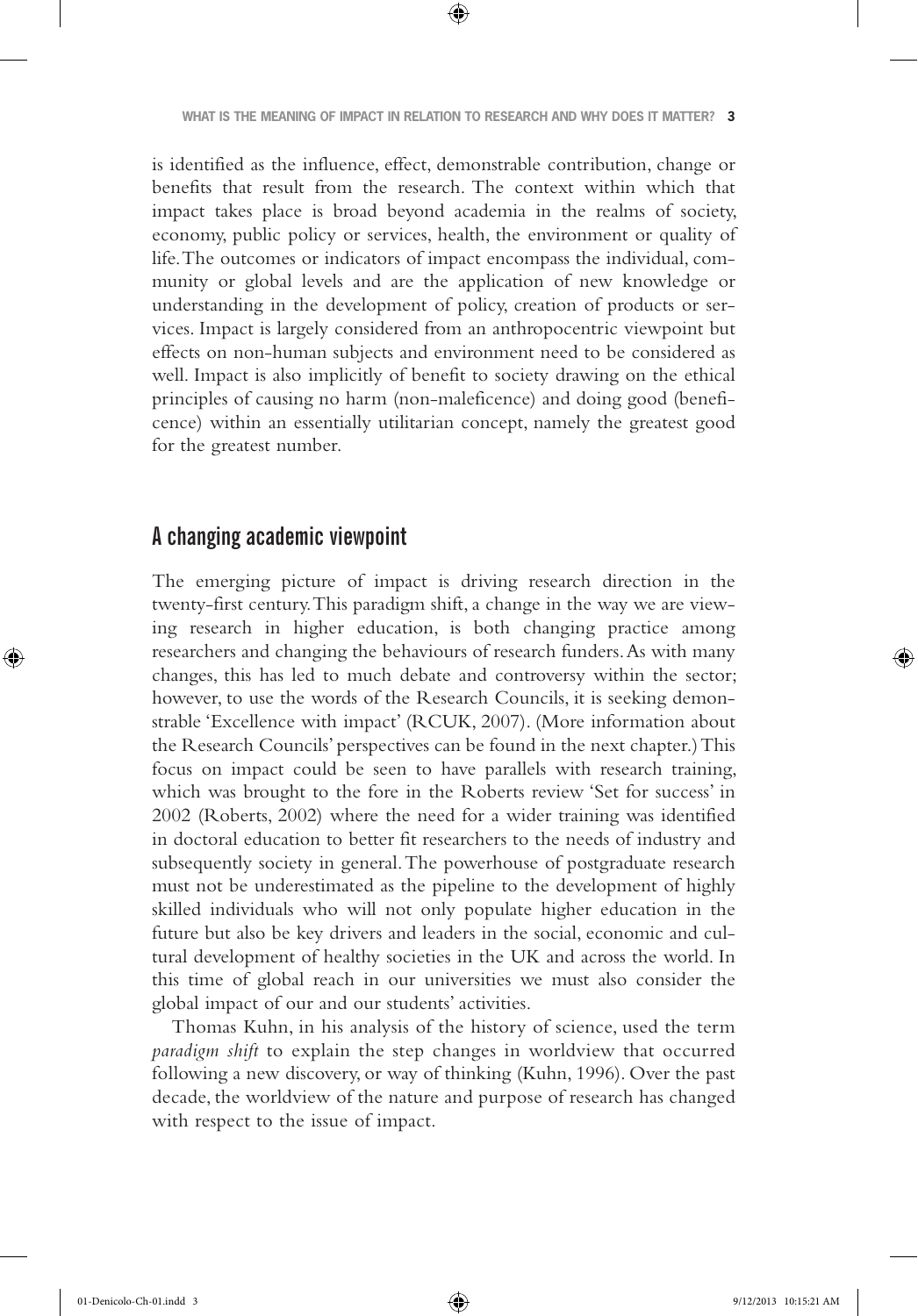is identified as the influence, effect, demonstrable contribution, change or benefits that result from the research. The context within which that impact takes place is broad beyond academia in the realms of society, economy, public policy or services, health, the environment or quality of life. The outcomes or indicators of impact encompass the individual, community or global levels and are the application of new knowledge or understanding in the development of policy, creation of products or services. Impact is largely considered from an anthropocentric viewpoint but effects on non-human subjects and environment need to be considered as well. Impact is also implicitly of benefit to society drawing on the ethical principles of causing no harm (non-maleficence) and doing good (beneficence) within an essentially utilitarian concept, namely the greatest good for the greatest number.

## A changing academic viewpoint

The emerging picture of impact is driving research direction in the twenty-first century. This paradigm shift, a change in the way we are viewing research in higher education, is both changing practice among researchers and changing the behaviours of research funders. As with many changes, this has led to much debate and controversy within the sector; however, to use the words of the Research Councils, it is seeking demonstrable 'Excellence with impact' (RCUK, 2007). (More information about the Research Councils' perspectives can be found in the next chapter.) This focus on impact could be seen to have parallels with research training, which was brought to the fore in the Roberts review 'Set for success' in 2002 (Roberts, 2002) where the need for a wider training was identified in doctoral education to better fit researchers to the needs of industry and subsequently society in general. The powerhouse of postgraduate research must not be underestimated as the pipeline to the development of highly skilled individuals who will not only populate higher education in the future but also be key drivers and leaders in the social, economic and cultural development of healthy societies in the UK and across the world. In this time of global reach in our universities we must also consider the global impact of our and our students' activities.

Thomas Kuhn, in his analysis of the history of science, used the term *paradigm shift* to explain the step changes in worldview that occurred following a new discovery, or way of thinking (Kuhn, 1996). Over the past decade, the worldview of the nature and purpose of research has changed with respect to the issue of impact.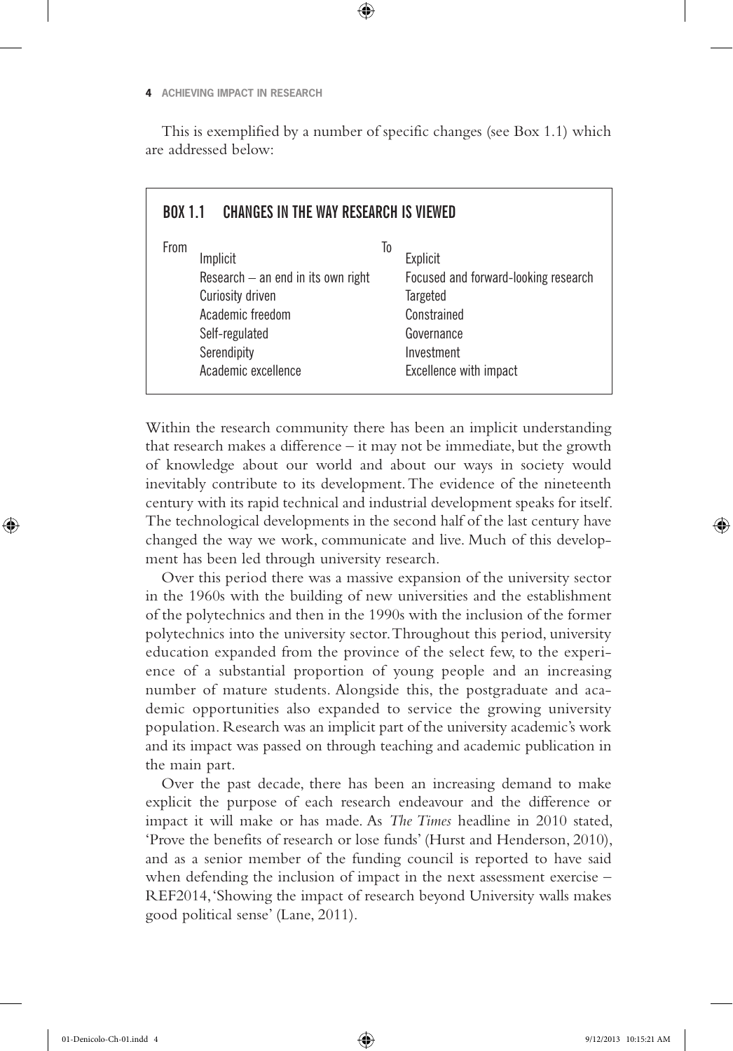This is exemplified by a number of specific changes (see Box 1.1) which are addressed below:

**BOX 1.1 CHANGES IN THE WAY RESEARCH IS VIEWED**

| From | To |
|---|---|
| Implicit | Explicit |
| Research – an end in its own right | Focused and forward-looking research |
| Curiosity driven | Targeted |
| Academic freedom | Constrained |
| Self-regulated | Governance |
| Serendipity | Investment |
| Academic excellence | Excellence with impact |

Within the research community there has been an implicit understanding that research makes a difference – it may not be immediate, but the growth of knowledge about our world and about our ways in society would inevitably contribute to its development. The evidence of the nineteenth century with its rapid technical and industrial development speaks for itself. The technological developments in the second half of the last century have changed the way we work, communicate and live. Much of this development has been led through university research.

Over this period there was a massive expansion of the university sector in the 1960s with the building of new universities and the establishment of the polytechnics and then in the 1990s with the inclusion of the former polytechnics into the university sector. Throughout this period, university education expanded from the province of the select few, to the experience of a substantial proportion of young people and an increasing number of mature students. Alongside this, the postgraduate and academic opportunities also expanded to service the growing university population. Research was an implicit part of the university academic's work and its impact was passed on through teaching and academic publication in the main part.

Over the past decade, there has been an increasing demand to make explicit the purpose of each research endeavour and the difference or impact it will make or has made. As *The Times* headline in 2010 stated, 'Prove the benefits of research or lose funds' (Hurst and Henderson, 2010), and as a senior member of the funding council is reported to have said when defending the inclusion of impact in the next assessment exercise – REF2014, 'Showing the impact of research beyond University walls makes good political sense' (Lane, 2011).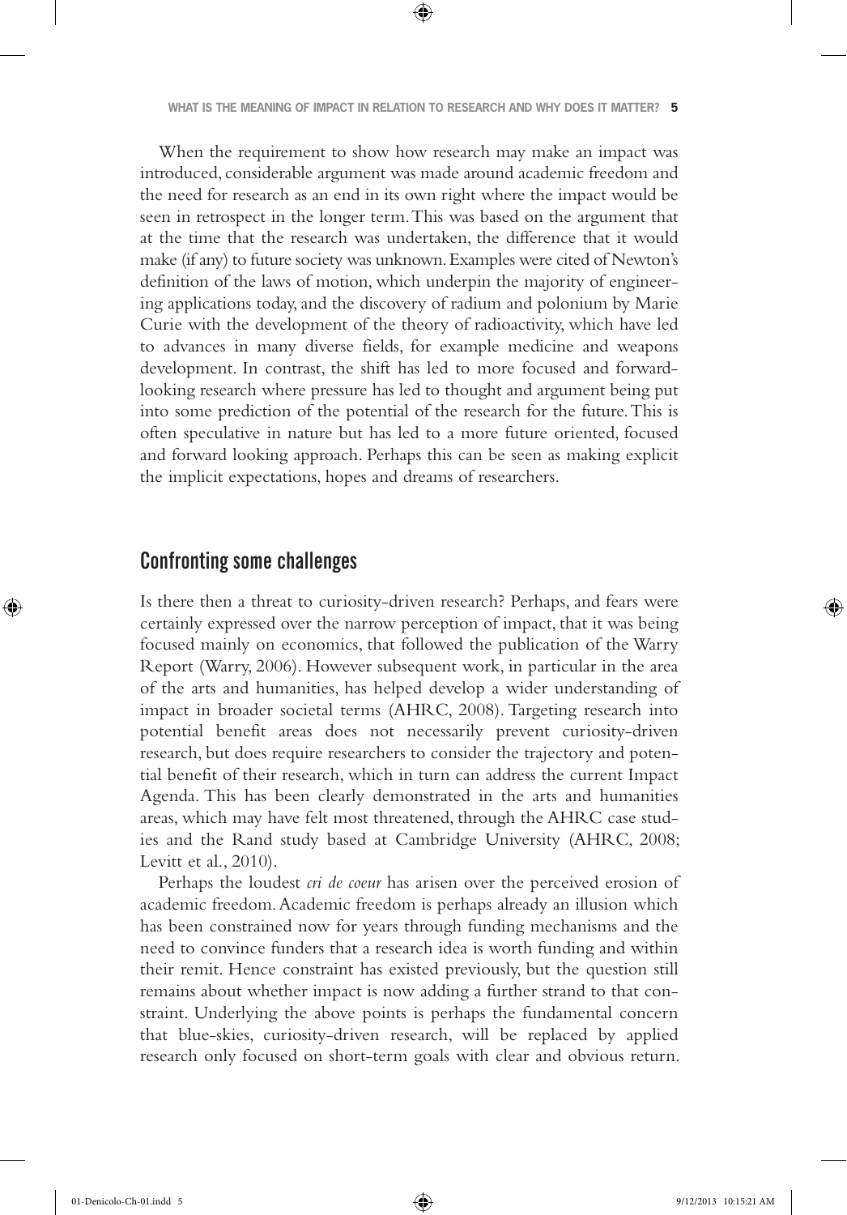When the requirement to show how research may make an impact was introduced, considerable argument was made around academic freedom and the need for research as an end in its own right where the impact would be seen in retrospect in the longer term. This was based on the argument that at the time that the research was undertaken, the difference that it would make (if any) to future society was unknown. Examples were cited of Newton's definition of the laws of motion, which underpin the majority of engineering applications today, and the discovery of radium and polonium by Marie Curie with the development of the theory of radioactivity, which have led to advances in many diverse fields, for example medicine and weapons development. In contrast, the shift has led to more focused and forward-looking research where pressure has led to thought and argument being put into some prediction of the potential of the research for the future. This is often speculative in nature but has led to a more future oriented, focused and forward looking approach. Perhaps this can be seen as making explicit the implicit expectations, hopes and dreams of researchers.

## Confronting some challenges

Is there then a threat to curiosity-driven research? Perhaps, and fears were certainly expressed over the narrow perception of impact, that it was being focused mainly on economics, that followed the publication of the Warry Report (Warry, 2006). However subsequent work, in particular in the area of the arts and humanities, has helped develop a wider understanding of impact in broader societal terms (AHRC, 2008). Targeting research into potential benefit areas does not necessarily prevent curiosity-driven research, but does require researchers to consider the trajectory and potential benefit of their research, which in turn can address the current Impact Agenda. This has been clearly demonstrated in the arts and humanities areas, which may have felt most threatened, through the AHRC case studies and the Rand study based at Cambridge University (AHRC, 2008; Levitt et al., 2010).

Perhaps the loudest *cri de coeur* has arisen over the perceived erosion of academic freedom. Academic freedom is perhaps already an illusion which has been constrained now for years through funding mechanisms and the need to convince funders that a research idea is worth funding and within their remit. Hence constraint has existed previously, but the question still remains about whether impact is now adding a further strand to that constraint. Underlying the above points is perhaps the fundamental concern that blue-skies, curiosity-driven research, will be replaced by applied research only focused on short-term goals with clear and obvious return.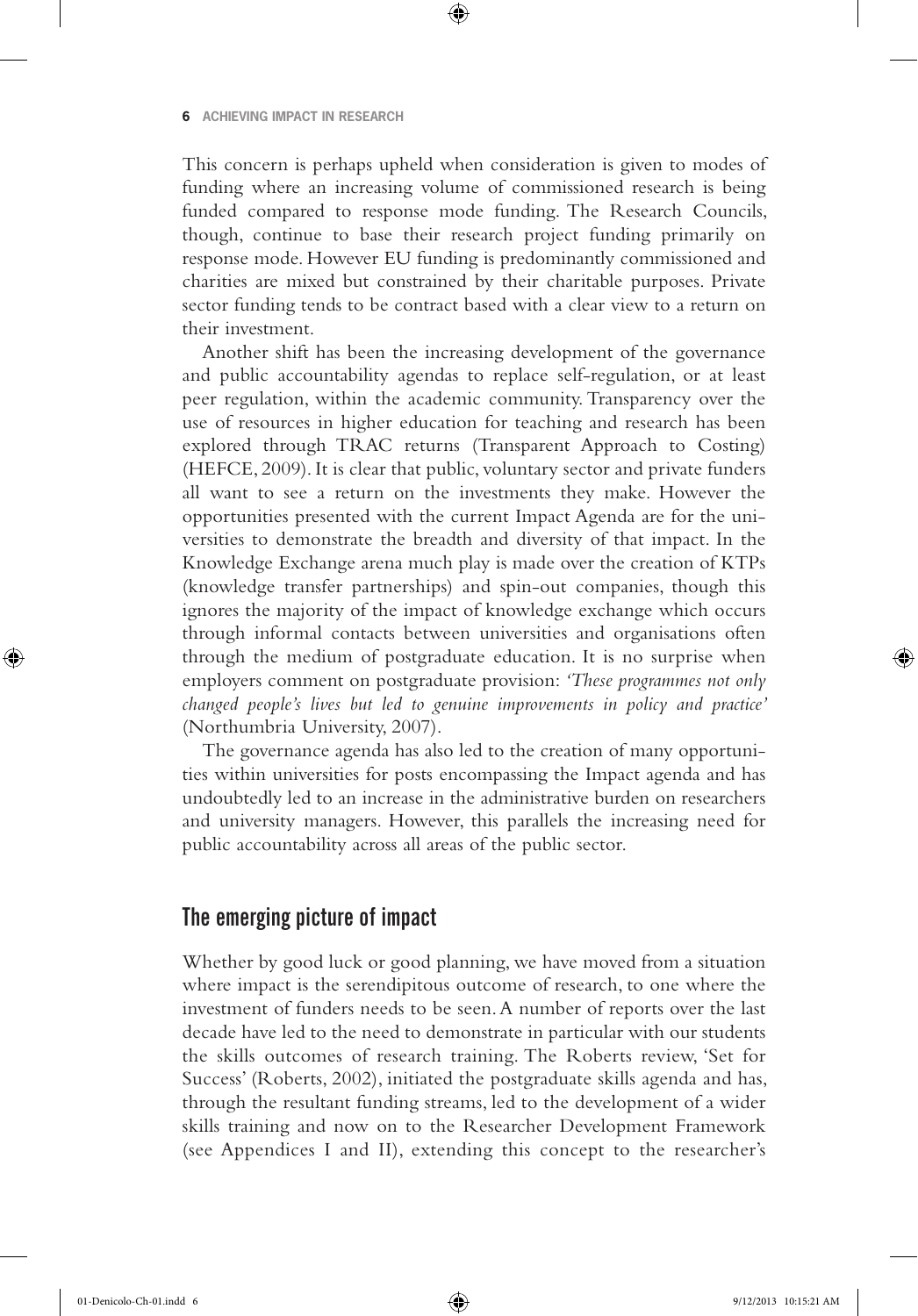This concern is perhaps upheld when consideration is given to modes of funding where an increasing volume of commissioned research is being funded compared to response mode funding. The Research Councils, though, continue to base their research project funding primarily on response mode. However EU funding is predominantly commissioned and charities are mixed but constrained by their charitable purposes. Private sector funding tends to be contract based with a clear view to a return on their investment.

Another shift has been the increasing development of the governance and public accountability agendas to replace self-regulation, or at least peer regulation, within the academic community. Transparency over the use of resources in higher education for teaching and research has been explored through TRAC returns (Transparent Approach to Costing) (HEFCE, 2009). It is clear that public, voluntary sector and private funders all want to see a return on the investments they make. However the opportunities presented with the current Impact Agenda are for the universities to demonstrate the breadth and diversity of that impact. In the Knowledge Exchange arena much play is made over the creation of KTPs (knowledge transfer partnerships) and spin-out companies, though this ignores the majority of the impact of knowledge exchange which occurs through informal contacts between universities and organisations often through the medium of postgraduate education. It is no surprise when employers comment on postgraduate provision: *'These programmes not only changed people's lives but led to genuine improvements in policy and practice'* (Northumbria University, 2007).

The governance agenda has also led to the creation of many opportunities within universities for posts encompassing the Impact agenda and has undoubtedly led to an increase in the administrative burden on researchers and university managers. However, this parallels the increasing need for public accountability across all areas of the public sector.

## The emerging picture of impact

Whether by good luck or good planning, we have moved from a situation where impact is the serendipitous outcome of research, to one where the investment of funders needs to be seen. A number of reports over the last decade have led to the need to demonstrate in particular with our students the skills outcomes of research training. The Roberts review, 'Set for Success' (Roberts, 2002), initiated the postgraduate skills agenda and has, through the resultant funding streams, led to the development of a wider skills training and now on to the Researcher Development Framework (see Appendices I and II), extending this concept to the researcher's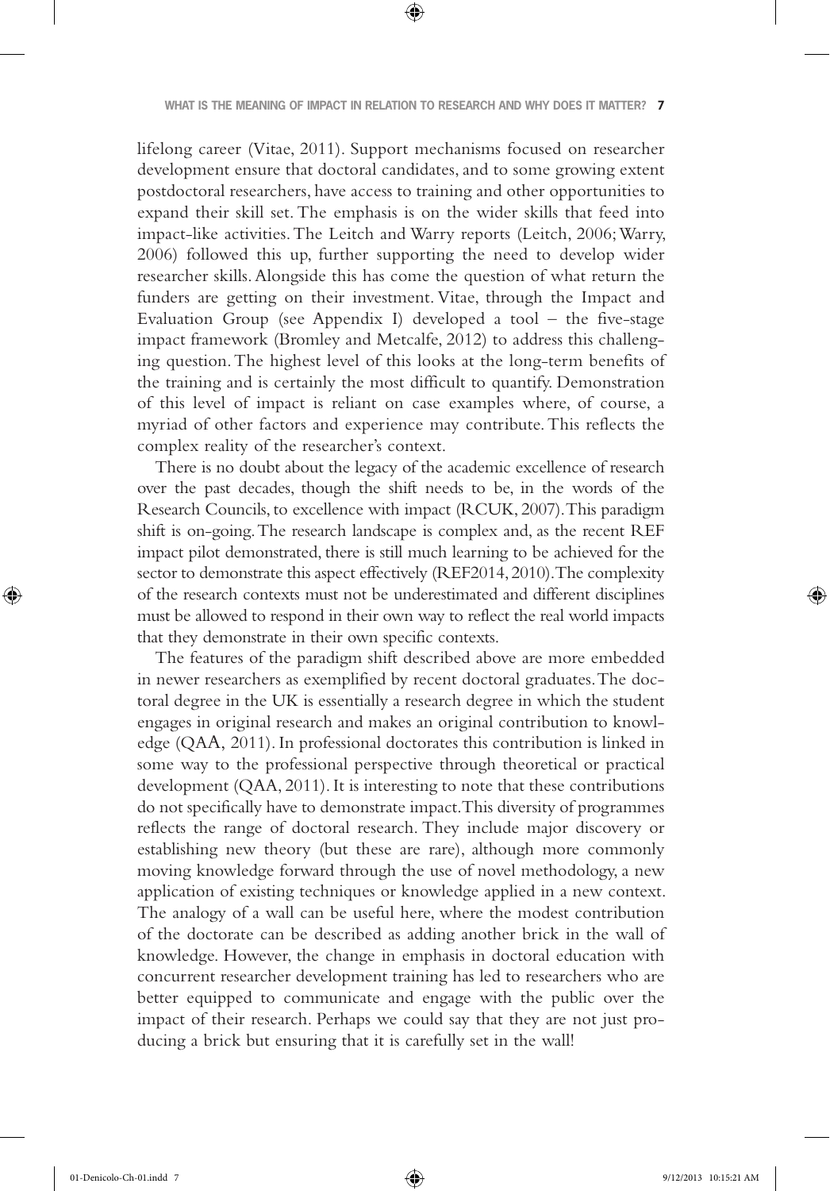lifelong career (Vitae, 2011). Support mechanisms focused on researcher development ensure that doctoral candidates, and to some growing extent postdoctoral researchers, have access to training and other opportunities to expand their skill set. The emphasis is on the wider skills that feed into impact-like activities. The Leitch and Warry reports (Leitch, 2006; Warry, 2006) followed this up, further supporting the need to develop wider researcher skills. Alongside this has come the question of what return the funders are getting on their investment. Vitae, through the Impact and Evaluation Group (see Appendix I) developed a tool – the five-stage impact framework (Bromley and Metcalfe, 2012) to address this challenging question. The highest level of this looks at the long-term benefits of the training and is certainly the most difficult to quantify. Demonstration of this level of impact is reliant on case examples where, of course, a myriad of other factors and experience may contribute. This reflects the complex reality of the researcher's context.

There is no doubt about the legacy of the academic excellence of research over the past decades, though the shift needs to be, in the words of the Research Councils, to excellence with impact (RCUK, 2007). This paradigm shift is on-going. The research landscape is complex and, as the recent REF impact pilot demonstrated, there is still much learning to be achieved for the sector to demonstrate this aspect effectively (REF2014, 2010). The complexity of the research contexts must not be underestimated and different disciplines must be allowed to respond in their own way to reflect the real world impacts that they demonstrate in their own specific contexts.

The features of the paradigm shift described above are more embedded in newer researchers as exemplified by recent doctoral graduates. The doctoral degree in the UK is essentially a research degree in which the student engages in original research and makes an original contribution to knowledge (QAA, 2011). In professional doctorates this contribution is linked in some way to the professional perspective through theoretical or practical development (QAA, 2011). It is interesting to note that these contributions do not specifically have to demonstrate impact. This diversity of programmes reflects the range of doctoral research. They include major discovery or establishing new theory (but these are rare), although more commonly moving knowledge forward through the use of novel methodology, a new application of existing techniques or knowledge applied in a new context. The analogy of a wall can be useful here, where the modest contribution of the doctorate can be described as adding another brick in the wall of knowledge. However, the change in emphasis in doctoral education with concurrent researcher development training has led to researchers who are better equipped to communicate and engage with the public over the impact of their research. Perhaps we could say that they are not just producing a brick but ensuring that it is carefully set in the wall!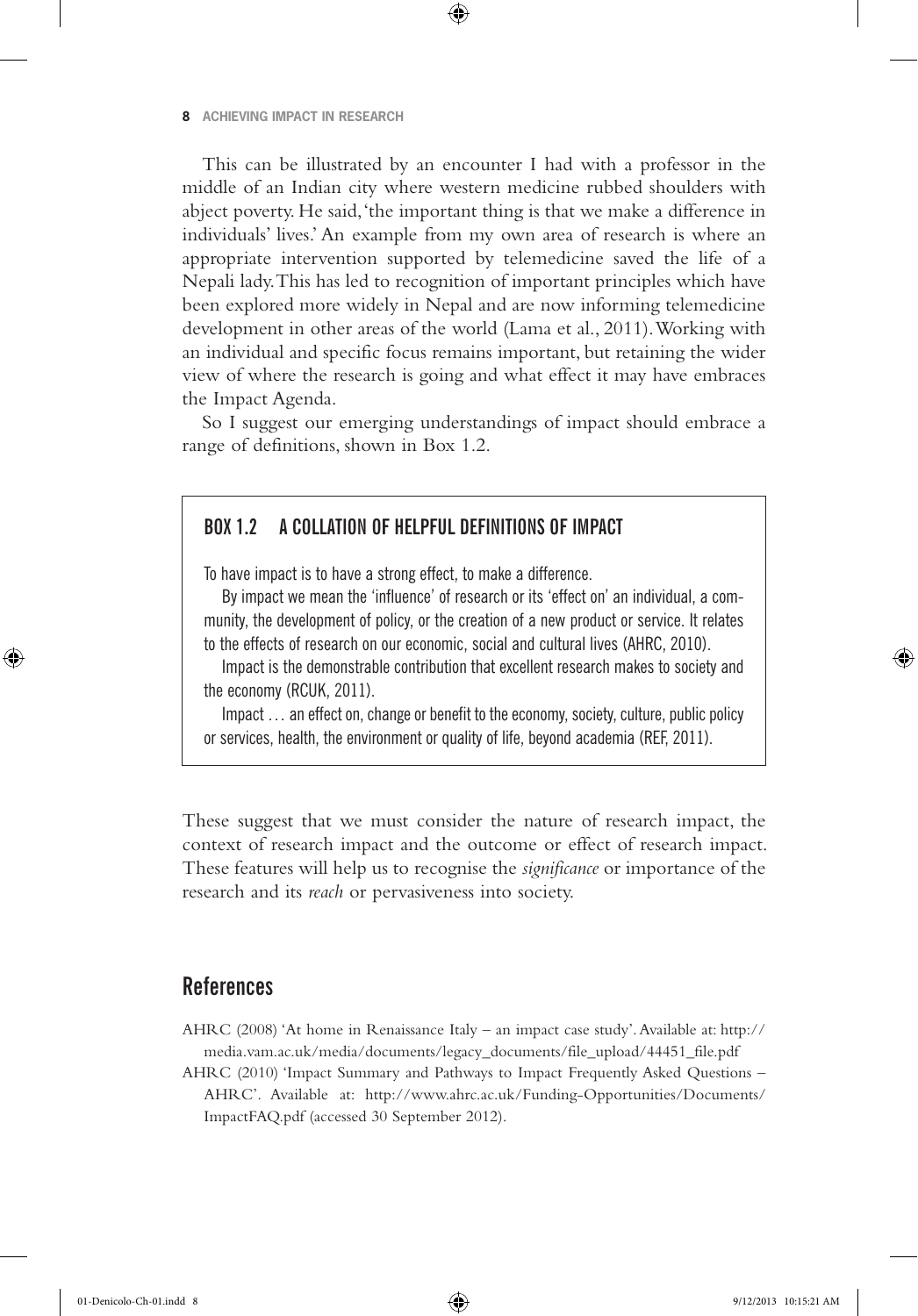This can be illustrated by an encounter I had with a professor in the middle of an Indian city where western medicine rubbed shoulders with abject poverty. He said, 'the important thing is that we make a difference in individuals' lives.' An example from my own area of research is where an appropriate intervention supported by telemedicine saved the life of a Nepali lady. This has led to recognition of important principles which have been explored more widely in Nepal and are now informing telemedicine development in other areas of the world (Lama et al., 2011). Working with an individual and specific focus remains important, but retaining the wider view of where the research is going and what effect it may have embraces the Impact Agenda.

So I suggest our emerging understandings of impact should embrace a range of definitions, shown in Box 1.2.

> **BOX 1.2 A COLLATION OF HELPFUL DEFINITIONS OF IMPACT**
>
> To have impact is to have a strong effect, to make a difference.
>
> By impact we mean the 'influence' of research or its 'effect on' an individual, a community, the development of policy, or the creation of a new product or service. It relates to the effects of research on our economic, social and cultural lives (AHRC, 2010).
>
> Impact is the demonstrable contribution that excellent research makes to society and the economy (RCUK, 2011).
>
> Impact … an effect on, change or benefit to the economy, society, culture, public policy or services, health, the environment or quality of life, beyond academia (REF, 2011).

These suggest that we must consider the nature of research impact, the context of research impact and the outcome or effect of research impact. These features will help us to recognise the *significance* or importance of the research and its *reach* or pervasiveness into society.

## References

AHRC (2008) 'At home in Renaissance Italy – an impact case study'. Available at: http://media.vam.ac.uk/media/documents/legacy_documents/file_upload/44451_file.pdf

AHRC (2010) 'Impact Summary and Pathways to Impact Frequently Asked Questions – AHRC'. Available at: http://www.ahrc.ac.uk/Funding-Opportunities/Documents/ImpactFAQ.pdf (accessed 30 September 2012).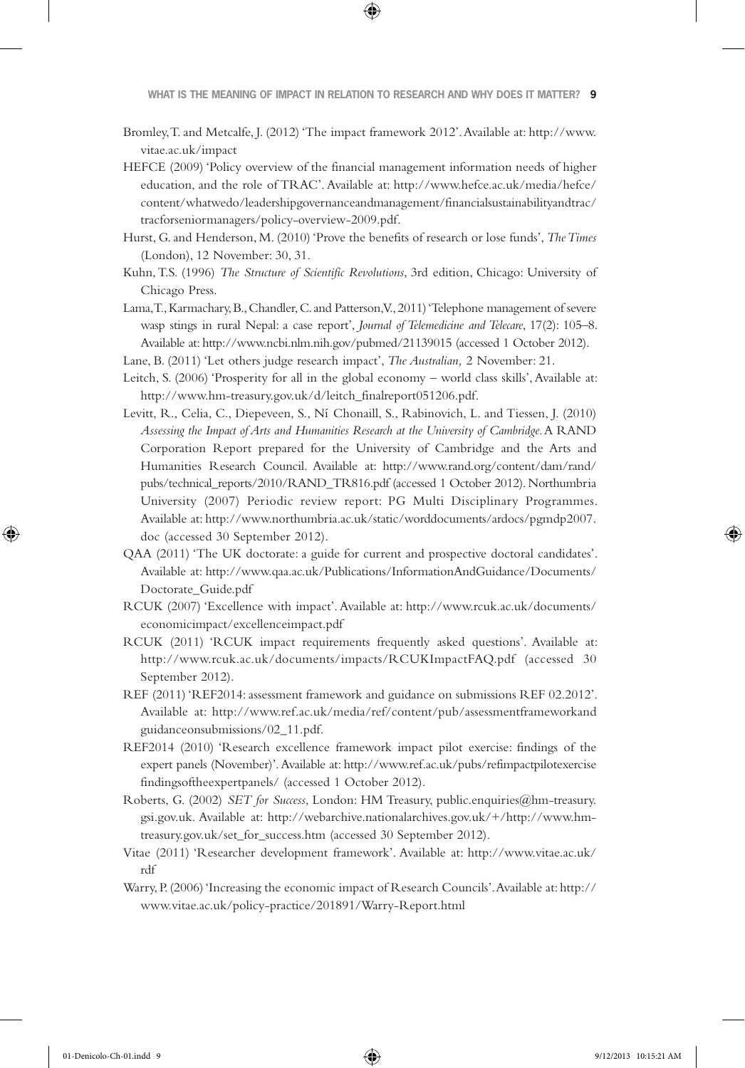Bromley, T. and Metcalfe, J. (2012) 'The impact framework 2012'. Available at: http://www.vitae.ac.uk/impact

HEFCE (2009) 'Policy overview of the financial management information needs of higher education, and the role of TRAC'. Available at: http://www.hefce.ac.uk/media/hefce/content/whatwedo/leadershipgovernanceandmanagement/financialsustainabilityandtrac/tracforseniormanagers/policy-overview-2009.pdf.

Hurst, G. and Henderson, M. (2010) 'Prove the benefits of research or lose funds', *The Times* (London), 12 November: 30, 31.

Kuhn, T.S. (1996) *The Structure of Scientific Revolutions*, 3rd edition, Chicago: University of Chicago Press.

Lama, T., Karmachary, B., Chandler, C. and Patterson, V., 2011) 'Telephone management of severe wasp stings in rural Nepal: a case report', *Journal of Telemedicine and Telecare*, 17(2): 105–8. Available at: http://www.ncbi.nlm.nih.gov/pubmed/21139015 (accessed 1 October 2012).

Lane, B. (2011) 'Let others judge research impact', *The Australian,* 2 November: 21.

Leitch, S. (2006) 'Prosperity for all in the global economy – world class skills', Available at: http://www.hm-treasury.gov.uk/d/leitch_finalreport051206.pdf.

Levitt, R., Celia, C., Diepeveen, S., Ní Chonaill, S., Rabinovich, L. and Tiessen, J. (2010) *Assessing the Impact of Arts and Humanities Research at the University of Cambridge.* A RAND Corporation Report prepared for the University of Cambridge and the Arts and Humanities Research Council. Available at: http://www.rand.org/content/dam/rand/pubs/technical_reports/2010/RAND_TR816.pdf (accessed 1 October 2012). Northumbria University (2007) Periodic review report: PG Multi Disciplinary Programmes. Available at: http://www.northumbria.ac.uk/static/worddocuments/ardocs/pgmdp2007.doc (accessed 30 September 2012).

QAA (2011) 'The UK doctorate: a guide for current and prospective doctoral candidates'. Available at: http://www.qaa.ac.uk/Publications/InformationAndGuidance/Documents/Doctorate_Guide.pdf

RCUK (2007) 'Excellence with impact'. Available at: http://www.rcuk.ac.uk/documents/economicimpact/excellenceimpact.pdf

RCUK (2011) 'RCUK impact requirements frequently asked questions'. Available at: http://www.rcuk.ac.uk/documents/impacts/RCUKImpactFAQ.pdf (accessed 30 September 2012).

REF (2011) 'REF2014: assessment framework and guidance on submissions REF 02.2012'. Available at: http://www.ref.ac.uk/media/ref/content/pub/assessmentframeworkandguidanceonsubmissions/02_11.pdf.

REF2014 (2010) 'Research excellence framework impact pilot exercise: findings of the expert panels (November)'. Available at: http://www.ref.ac.uk/pubs/refimpactpilotexercisefindingsoftheexpertpanels/ (accessed 1 October 2012).

Roberts, G. (2002) *SET for Success*, London: HM Treasury, public.enquiries@hm-treasury.gsi.gov.uk. Available at: http://webarchive.nationalarchives.gov.uk/+/http://www.hm-treasury.gov.uk/set_for_success.htm (accessed 30 September 2012).

Vitae (2011) 'Researcher development framework'. Available at: http://www.vitae.ac.uk/rdf

Warry, P. (2006) 'Increasing the economic impact of Research Councils'. Available at: http://www.vitae.ac.uk/policy-practice/201891/Warry-Report.html